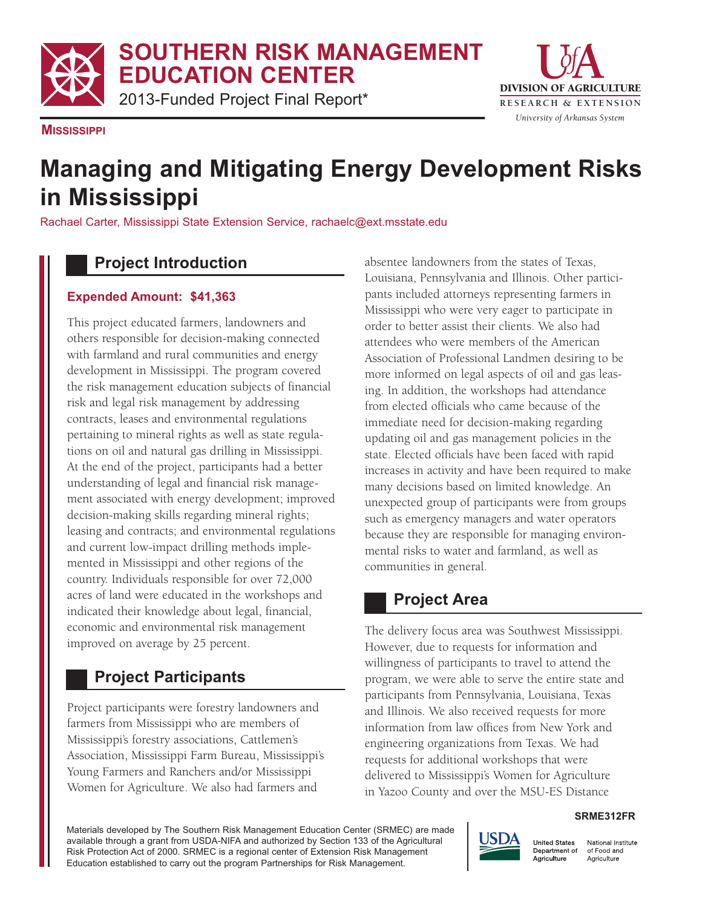# SOUTHERN RISK MANAGEMENT EDUCATION CENTER

2013-Funded Project Final Report*

**MISSISSIPPI**

# Managing and Mitigating Energy Development Risks in Mississippi

Rachael Carter, Mississippi State Extension Service, rachaelc@ext.msstate.edu

## Project Introduction

**Expended Amount: $41,363**

This project educated farmers, landowners and others responsible for decision-making connected with farmland and rural communities and energy development in Mississippi. The program covered the risk management education subjects of financial risk and legal risk management by addressing contracts, leases and environmental regulations pertaining to mineral rights as well as state regulations on oil and natural gas drilling in Mississippi. At the end of the project, participants had a better understanding of legal and financial risk management associated with energy development; improved decision-making skills regarding mineral rights; leasing and contracts; and environmental regulations and current low-impact drilling methods implemented in Mississippi and other regions of the country. Individuals responsible for over 72,000 acres of land were educated in the workshops and indicated their knowledge about legal, financial, economic and environmental risk management improved on average by 25 percent.

## Project Participants

Project participants were forestry landowners and farmers from Mississippi who are members of Mississippi's forestry associations, Cattlemen's Association, Mississippi Farm Bureau, Mississippi's Young Farmers and Ranchers and/or Mississippi Women for Agriculture. We also had farmers and absentee landowners from the states of Texas, Louisiana, Pennsylvania and Illinois. Other participants included attorneys representing farmers in Mississippi who were very eager to participate in order to better assist their clients. We also had attendees who were members of the American Association of Professional Landmen desiring to be more informed on legal aspects of oil and gas leasing. In addition, the workshops had attendance from elected officials who came because of the immediate need for decision-making regarding updating oil and gas management policies in the state. Elected officials have been faced with rapid increases in activity and have been required to make many decisions based on limited knowledge. An unexpected group of participants were from groups such as emergency managers and water operators because they are responsible for managing environmental risks to water and farmland, as well as communities in general.

## Project Area

The delivery focus area was Southwest Mississippi. However, due to requests for information and willingness of participants to travel to attend the program, we were able to serve the entire state and participants from Pennsylvania, Louisiana, Texas and Illinois. We also received requests for more information from law offices from New York and engineering organizations from Texas. We had requests for additional workshops that were delivered to Mississippi's Women for Agriculture in Yazoo County and over the MSU-ES Distance

SRME312FR

Materials developed by The Southern Risk Management Education Center (SRMEC) are made available through a grant from USDA-NIFA and authorized by Section 133 of the Agricultural Risk Protection Act of 2000. SRMEC is a regional center of Extension Risk Management Education established to carry out the program Partnerships for Risk Management.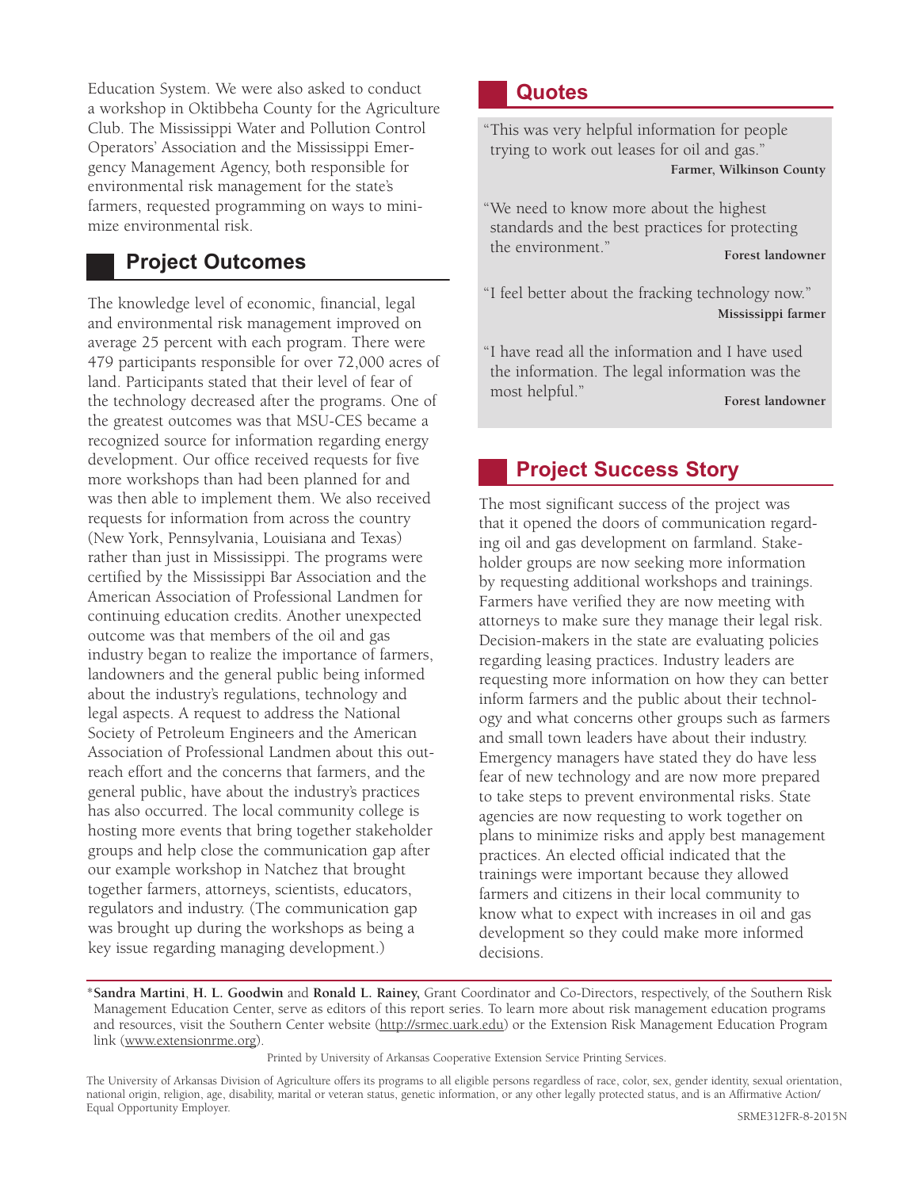Education System. We were also asked to conduct a workshop in Oktibbeha County for the Agriculture Club. The Mississippi Water and Pollution Control Operators' Association and the Mississippi Emergency Management Agency, both responsible for environmental risk management for the state's farmers, requested programming on ways to minimize environmental risk.

## Project Outcomes

The knowledge level of economic, financial, legal and environmental risk management improved on average 25 percent with each program. There were 479 participants responsible for over 72,000 acres of land. Participants stated that their level of fear of the technology decreased after the programs. One of the greatest outcomes was that MSU-CES became a recognized source for information regarding energy development. Our office received requests for five more workshops than had been planned for and was then able to implement them. We also received requests for information from across the country (New York, Pennsylvania, Louisiana and Texas) rather than just in Mississippi. The programs were certified by the Mississippi Bar Association and the American Association of Professional Landmen for continuing education credits. Another unexpected outcome was that members of the oil and gas industry began to realize the importance of farmers, landowners and the general public being informed about the industry's regulations, technology and legal aspects. A request to address the National Society of Petroleum Engineers and the American Association of Professional Landmen about this outreach effort and the concerns that farmers, and the general public, have about the industry's practices has also occurred. The local community college is hosting more events that bring together stakeholder groups and help close the communication gap after our example workshop in Natchez that brought together farmers, attorneys, scientists, educators, regulators and industry. (The communication gap was brought up during the workshops as being a key issue regarding managing development.)

## Quotes

"This was very helpful information for people trying to work out leases for oil and gas."
**Farmer, Wilkinson County**

"We need to know more about the highest standards and the best practices for protecting the environment."
**Forest landowner**

"I feel better about the fracking technology now."
**Mississippi farmer**

"I have read all the information and I have used the information. The legal information was the most helpful."
**Forest landowner**

## Project Success Story

The most significant success of the project was that it opened the doors of communication regarding oil and gas development on farmland. Stakeholder groups are now seeking more information by requesting additional workshops and trainings. Farmers have verified they are now meeting with attorneys to make sure they manage their legal risk. Decision-makers in the state are evaluating policies regarding leasing practices. Industry leaders are requesting more information on how they can better inform farmers and the public about their technology and what concerns other groups such as farmers and small town leaders have about their industry. Emergency managers have stated they do have less fear of new technology and are now more prepared to take steps to prevent environmental risks. State agencies are now requesting to work together on plans to minimize risks and apply best management practices. An elected official indicated that the trainings were important because they allowed farmers and citizens in their local community to know what to expect with increases in oil and gas development so they could make more informed decisions.

---

*__Sandra Martini__, __H. L. Goodwin__ and __Ronald L. Rainey__, Grant Coordinator and Co-Directors, respectively, of the Southern Risk Management Education Center, serve as editors of this report series. To learn more about risk management education programs and resources, visit the Southern Center website (http://srmec.uark.edu) or the Extension Risk Management Education Program link (www.extensionrme.org).

Printed by University of Arkansas Cooperative Extension Service Printing Services.

The University of Arkansas Division of Agriculture offers its programs to all eligible persons regardless of race, color, sex, gender identity, sexual orientation, national origin, religion, age, disability, marital or veteran status, genetic information, or any other legally protected status, and is an Affirmative Action/ Equal Opportunity Employer.

SRME312FR-8-2015N